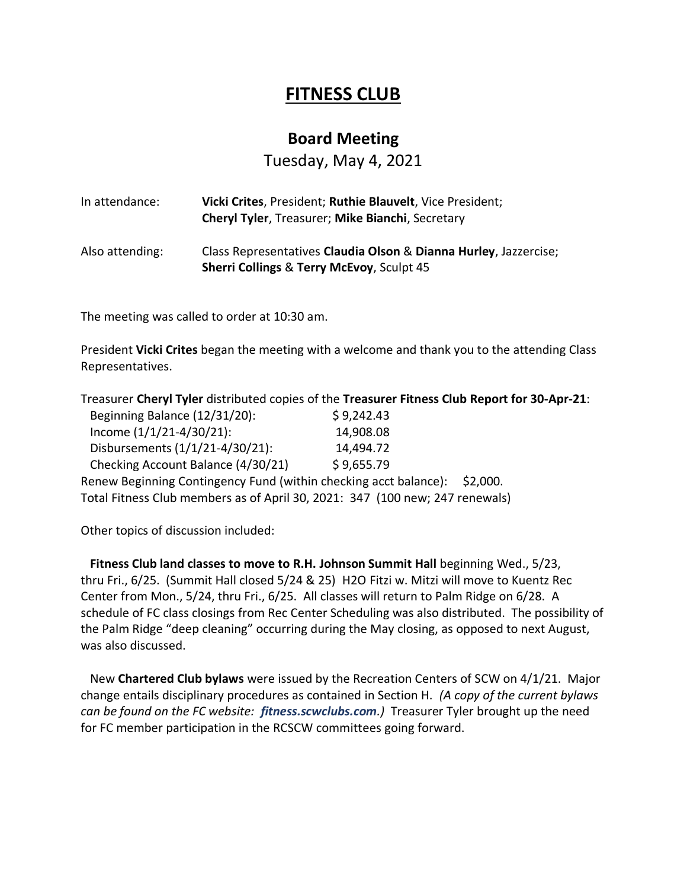# FITNESS CLUB

## Board Meeting

Tuesday, May 4, 2021

In attendance: **Vicki Crites**, President; **Ruthie Blauvelt**, Vice President; **Cheryl Tyler**, Treasurer; **Mike Bianchi**, Secretary

Also attending: Class Representatives **Claudia Olson** & **Dianna Hurley**, Jazzercise; **Sherri Collings** & **Terry McEvoy**, Sculpt 45

The meeting was called to order at 10:30 am.

President **Vicki Crites** began the meeting with a welcome and thank you to the attending Class Representatives.

Treasurer **Cheryl Tyler** distributed copies of the **Treasurer Fitness Club Report for 30-Apr-21**:

| | |
|---|---|
| Beginning Balance (12/31/20): | $ 9,242.43 |
| Income (1/1/21-4/30/21): | 14,908.08 |
| Disbursements (1/1/21-4/30/21): | 14,494.72 |
| Checking Account Balance (4/30/21) | $ 9,655.79 |

Renew Beginning Contingency Fund (within checking acct balance): $2,000.
Total Fitness Club members as of April 30, 2021: 347 (100 new; 247 renewals)

Other topics of discussion included:

**Fitness Club land classes to move to R.H. Johnson Summit Hall** beginning Wed., 5/23, thru Fri., 6/25. (Summit Hall closed 5/24 & 25) H2O Fitzi w. Mitzi will move to Kuentz Rec Center from Mon., 5/24, thru Fri., 6/25. All classes will return to Palm Ridge on 6/28. A schedule of FC class closings from Rec Center Scheduling was also distributed. The possibility of the Palm Ridge "deep cleaning" occurring during the May closing, as opposed to next August, was also discussed.

New **Chartered Club bylaws** were issued by the Recreation Centers of SCW on 4/1/21. Major change entails disciplinary procedures as contained in Section H. *(A copy of the current bylaws can be found on the FC website: **fitness.scwclubs.com**.)* Treasurer Tyler brought up the need for FC member participation in the RCSCW committees going forward.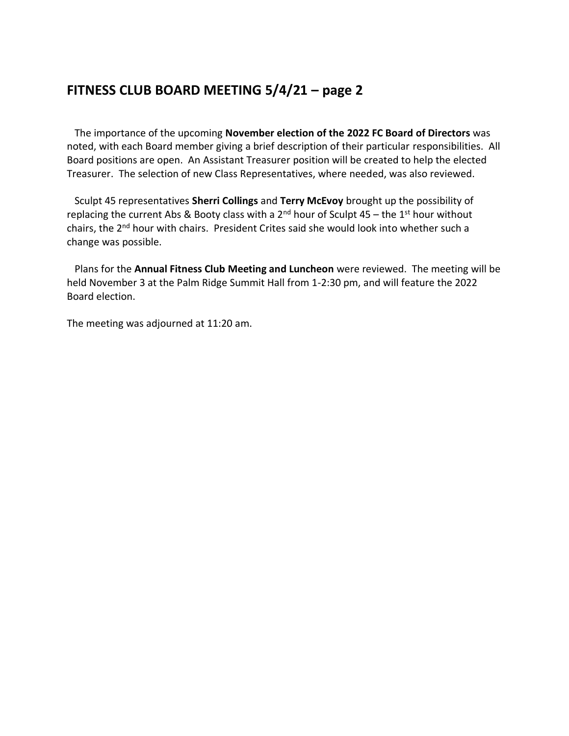## FITNESS CLUB BOARD MEETING 5/4/21 – page 2

The importance of the upcoming **November election of the 2022 FC Board of Directors** was noted, with each Board member giving a brief description of their particular responsibilities. All Board positions are open. An Assistant Treasurer position will be created to help the elected Treasurer. The selection of new Class Representatives, where needed, was also reviewed.

Sculpt 45 representatives **Sherri Collings** and **Terry McEvoy** brought up the possibility of replacing the current Abs & Booty class with a 2nd hour of Sculpt 45 – the 1st hour without chairs, the 2nd hour with chairs. President Crites said she would look into whether such a change was possible.

Plans for the **Annual Fitness Club Meeting and Luncheon** were reviewed. The meeting will be held November 3 at the Palm Ridge Summit Hall from 1-2:30 pm, and will feature the 2022 Board election.

The meeting was adjourned at 11:20 am.